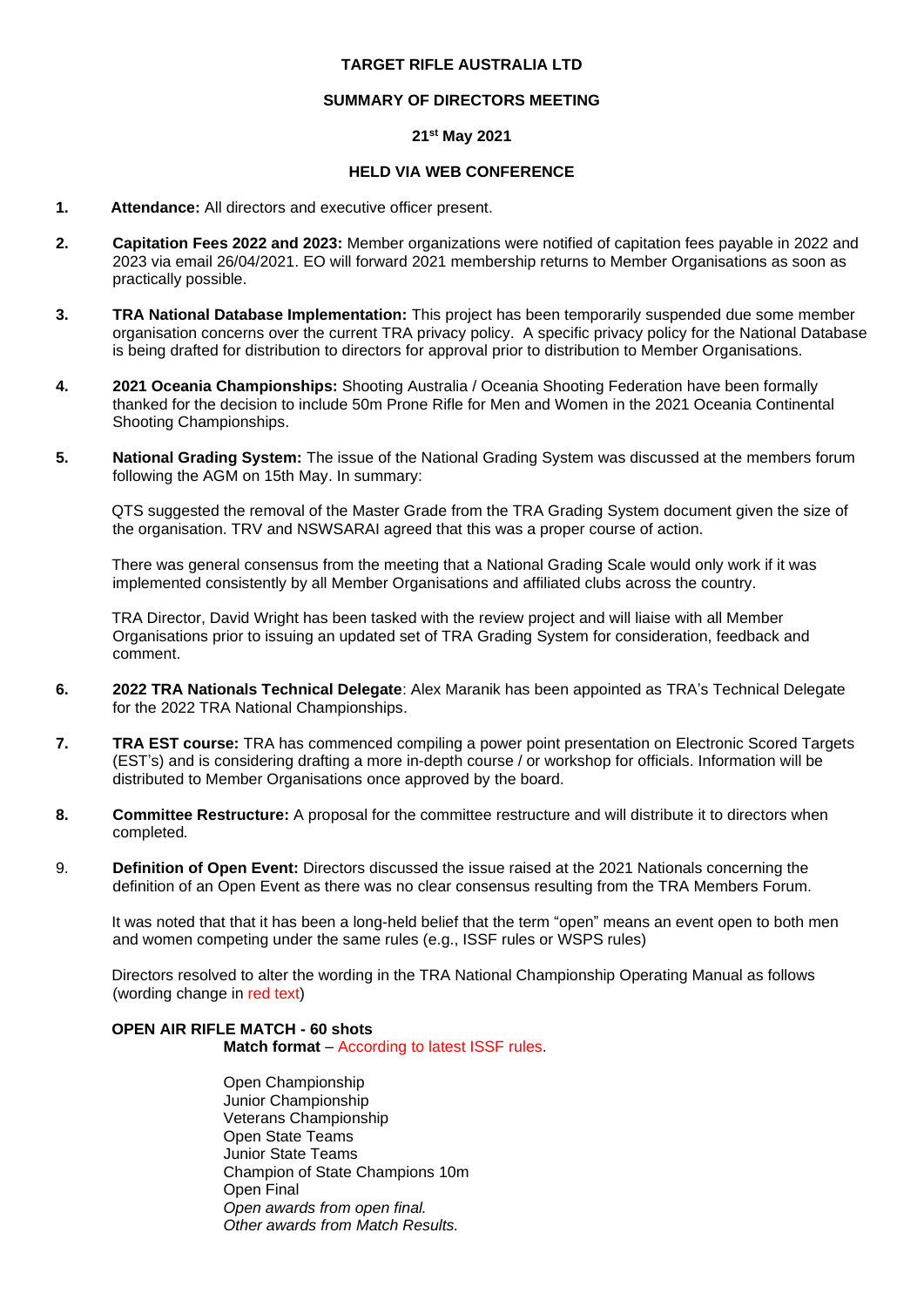**TARGET RIFLE AUSTRALIA LTD**

**SUMMARY OF DIRECTORS MEETING**

**21st May 2021**

**HELD VIA WEB CONFERENCE**

1. **Attendance:** All directors and executive officer present.

2. **Capitation Fees 2022 and 2023:** Member organizations were notified of capitation fees payable in 2022 and 2023 via email 26/04/2021. EO will forward 2021 membership returns to Member Organisations as soon as practically possible.

3. **TRA National Database Implementation:** This project has been temporarily suspended due some member organisation concerns over the current TRA privacy policy. A specific privacy policy for the National Database is being drafted for distribution to directors for approval prior to distribution to Member Organisations.

4. **2021 Oceania Championships:** Shooting Australia / Oceania Shooting Federation have been formally thanked for the decision to include 50m Prone Rifle for Men and Women in the 2021 Oceania Continental Shooting Championships.

5. **National Grading System:** The issue of the National Grading System was discussed at the members forum following the AGM on 15th May. In summary:

   QTS suggested the removal of the Master Grade from the TRA Grading System document given the size of the organisation. TRV and NSWSARAI agreed that this was a proper course of action.

   There was general consensus from the meeting that a National Grading Scale would only work if it was implemented consistently by all Member Organisations and affiliated clubs across the country.

   TRA Director, David Wright has been tasked with the review project and will liaise with all Member Organisations prior to issuing an updated set of TRA Grading System for consideration, feedback and comment.

6. **2022 TRA Nationals Technical Delegate**: Alex Maranik has been appointed as TRA's Technical Delegate for the 2022 TRA National Championships.

7. **TRA EST course:** TRA has commenced compiling a power point presentation on Electronic Scored Targets (EST's) and is considering drafting a more in-depth course / or workshop for officials. Information will be distributed to Member Organisations once approved by the board.

8. **Committee Restructure:** A proposal for the committee restructure and will distribute it to directors when completed*.*

9. **Definition of Open Event:** Directors discussed the issue raised at the 2021 Nationals concerning the definition of an Open Event as there was no clear consensus resulting from the TRA Members Forum.

   It was noted that that it has been a long-held belief that the term "open" means an event open to both men and women competing under the same rules (e.g., ISSF rules or WSPS rules)

   Directors resolved to alter the wording in the TRA National Championship Operating Manual as follows (wording change in red text)

   **OPEN AIR RIFLE MATCH - 60 shots**

   **Match format** – According to latest ISSF rules.

   Open Championship
   Junior Championship
   Veterans Championship
   Open State Teams
   Junior State Teams
   Champion of State Champions 10m
   Open Final
   *Open awards from open final.*
   *Other awards from Match Results.*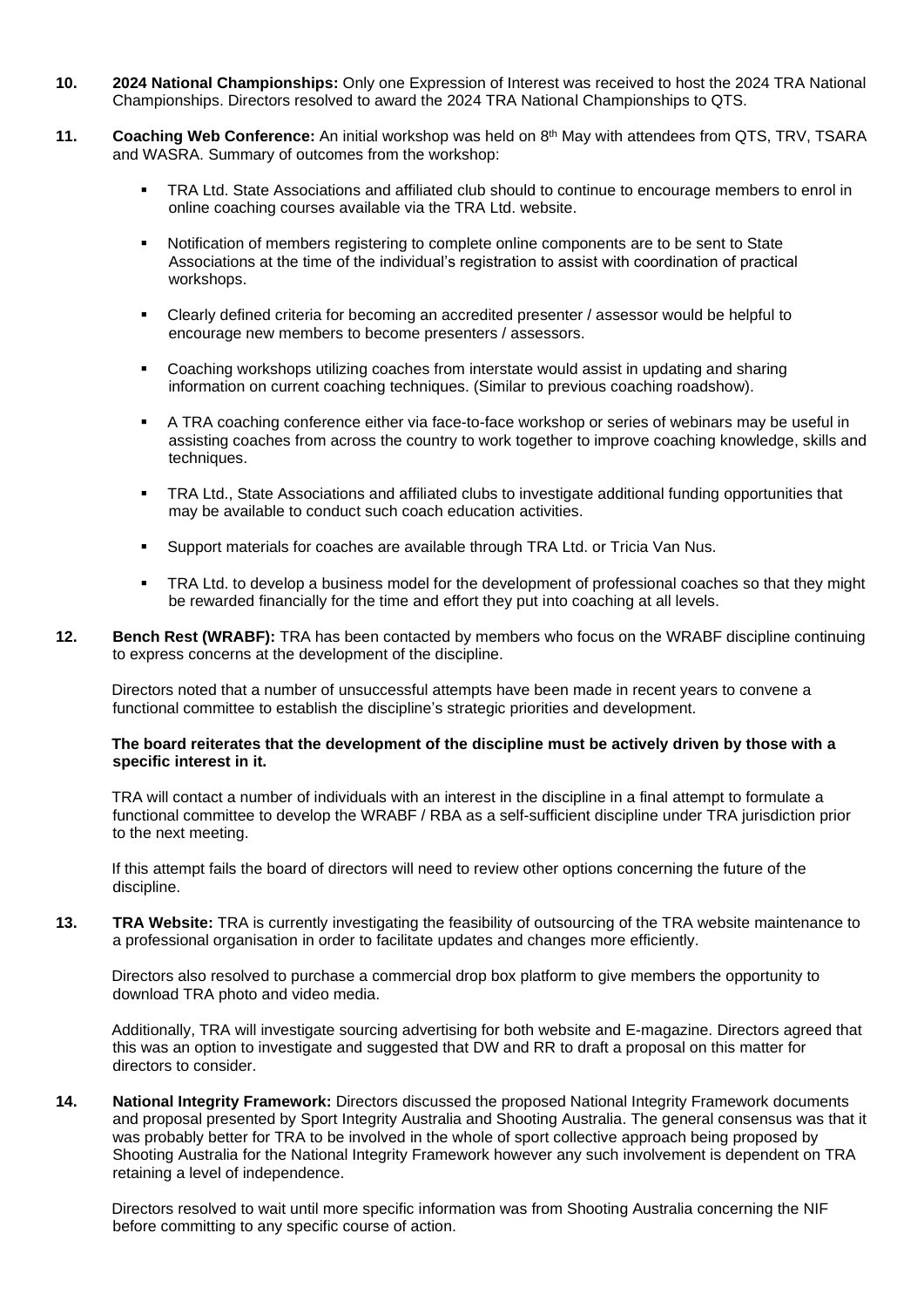**10.** **2024 National Championships:** Only one Expression of Interest was received to host the 2024 TRA National Championships. Directors resolved to award the 2024 TRA National Championships to QTS.

**11.** **Coaching Web Conference:** An initial workshop was held on 8th May with attendees from QTS, TRV, TSARA and WASRA. Summary of outcomes from the workshop:

- TRA Ltd. State Associations and affiliated club should to continue to encourage members to enrol in online coaching courses available via the TRA Ltd. website.
- Notification of members registering to complete online components are to be sent to State Associations at the time of the individual's registration to assist with coordination of practical workshops.
- Clearly defined criteria for becoming an accredited presenter / assessor would be helpful to encourage new members to become presenters / assessors.
- Coaching workshops utilizing coaches from interstate would assist in updating and sharing information on current coaching techniques. (Similar to previous coaching roadshow).
- A TRA coaching conference either via face-to-face workshop or series of webinars may be useful in assisting coaches from across the country to work together to improve coaching knowledge, skills and techniques.
- TRA Ltd., State Associations and affiliated clubs to investigate additional funding opportunities that may be available to conduct such coach education activities.
- Support materials for coaches are available through TRA Ltd. or Tricia Van Nus.
- TRA Ltd. to develop a business model for the development of professional coaches so that they might be rewarded financially for the time and effort they put into coaching at all levels.

**12.** **Bench Rest (WRABF):** TRA has been contacted by members who focus on the WRABF discipline continuing to express concerns at the development of the discipline.

Directors noted that a number of unsuccessful attempts have been made in recent years to convene a functional committee to establish the discipline's strategic priorities and development.

**The board reiterates that the development of the discipline must be actively driven by those with a specific interest in it.**

TRA will contact a number of individuals with an interest in the discipline in a final attempt to formulate a functional committee to develop the WRABF / RBA as a self-sufficient discipline under TRA jurisdiction prior to the next meeting.

If this attempt fails the board of directors will need to review other options concerning the future of the discipline.

**13.** **TRA Website:** TRA is currently investigating the feasibility of outsourcing of the TRA website maintenance to a professional organisation in order to facilitate updates and changes more efficiently.

Directors also resolved to purchase a commercial drop box platform to give members the opportunity to download TRA photo and video media.

Additionally, TRA will investigate sourcing advertising for both website and E-magazine. Directors agreed that this was an option to investigate and suggested that DW and RR to draft a proposal on this matter for directors to consider.

**14.** **National Integrity Framework:** Directors discussed the proposed National Integrity Framework documents and proposal presented by Sport Integrity Australia and Shooting Australia. The general consensus was that it was probably better for TRA to be involved in the whole of sport collective approach being proposed by Shooting Australia for the National Integrity Framework however any such involvement is dependent on TRA retaining a level of independence.

Directors resolved to wait until more specific information was from Shooting Australia concerning the NIF before committing to any specific course of action.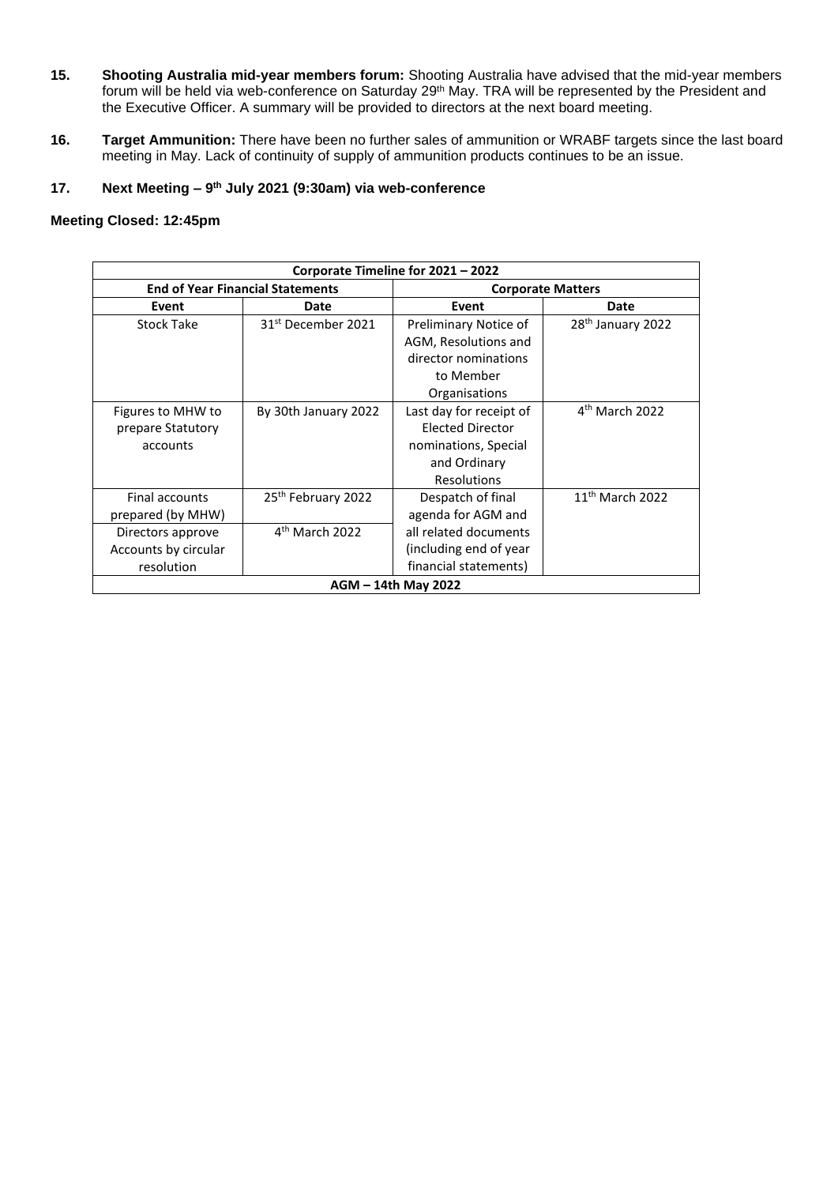**15. Shooting Australia mid-year members forum:** Shooting Australia have advised that the mid-year members forum will be held via web-conference on Saturday 29th May. TRA will be represented by the President and the Executive Officer. A summary will be provided to directors at the next board meeting.

**16. Target Ammunition:** There have been no further sales of ammunition or WRABF targets since the last board meeting in May. Lack of continuity of supply of ammunition products continues to be an issue.

**17. Next Meeting – 9th July 2021 (9:30am) via web-conference**

**Meeting Closed: 12:45pm**

| Corporate Timeline for 2021 – 2022 | | | |
|---|---|---|---|
| **End of Year Financial Statements** | | **Corporate Matters** | |
| **Event** | **Date** | **Event** | **Date** |
| Stock Take | 31st December 2021 | Preliminary Notice of AGM, Resolutions and director nominations to Member Organisations | 28th January 2022 |
| Figures to MHW to prepare Statutory accounts | By 30th January 2022 | Last day for receipt of Elected Director nominations, Special and Ordinary Resolutions | 4th March 2022 |
| Final accounts prepared (by MHW) | 25th February 2022 | Despatch of final agenda for AGM and all related documents (including end of year financial statements) | 11th March 2022 |
| Directors approve Accounts by circular resolution | 4th March 2022 | | |
| **AGM – 14th May 2022** | | | |